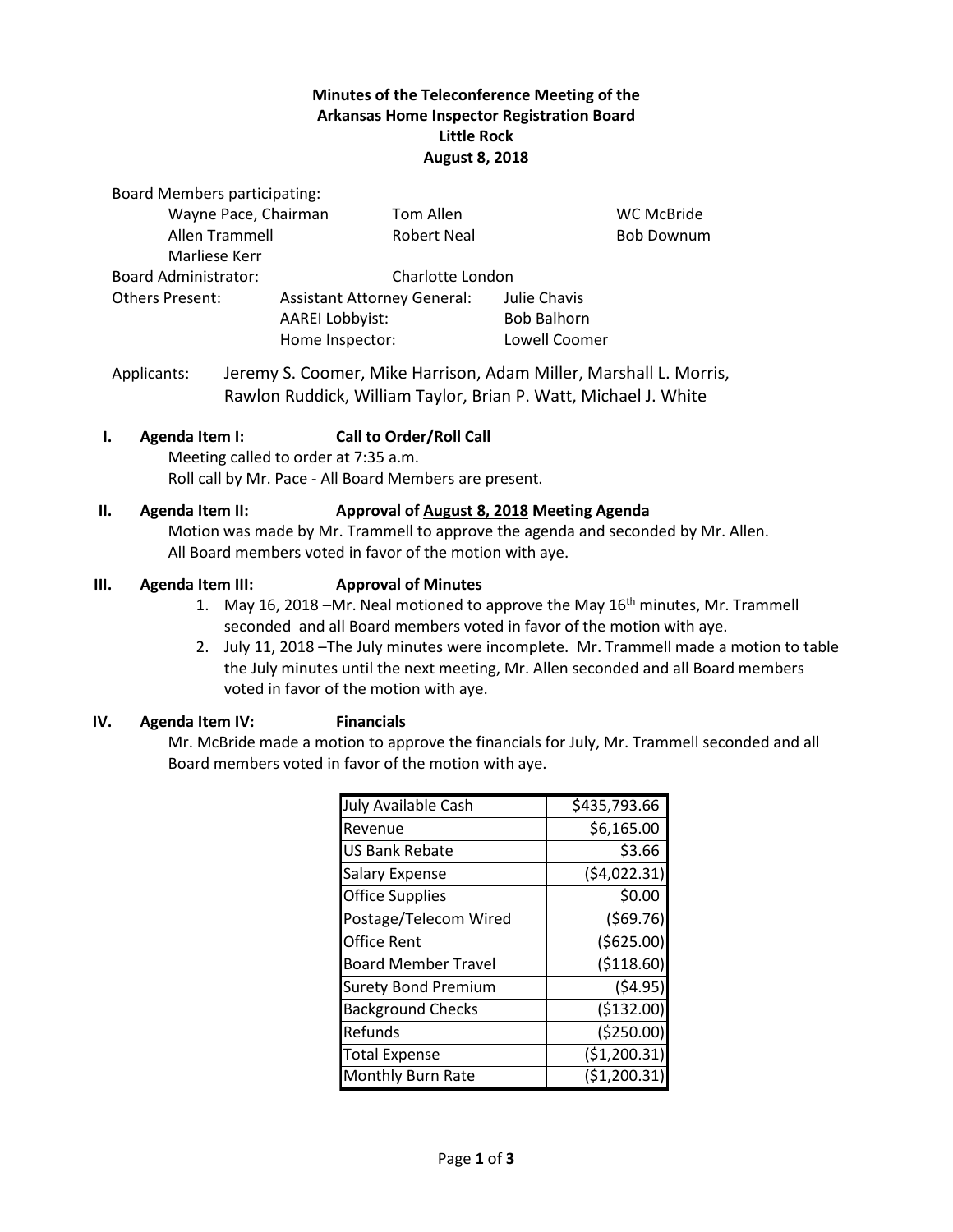**Minutes of the Teleconference Meeting of the**
**Arkansas Home Inspector Registration Board**
**Little Rock**
**August 8, 2018**

Board Members participating:

| | | |
|---|---|---|
| Wayne Pace, Chairman | Tom Allen | WC McBride |
| Allen Trammell | Robert Neal | Bob Downum |
| Marliese Kerr | | |

Board Administrator: Charlotte London

Others Present:

| | |
|---|---|
| Assistant Attorney General: | Julie Chavis |
| AAREI Lobbyist: | Bob Balhorn |
| Home Inspector: | Lowell Coomer |

Applicants: Jeremy S. Coomer, Mike Harrison, Adam Miller, Marshall L. Morris, Rawlon Ruddick, William Taylor, Brian P. Watt, Michael J. White

**I. Agenda Item I: Call to Order/Roll Call**

Meeting called to order at 7:35 a.m.
Roll call by Mr. Pace - All Board Members are present.

**II. Agenda Item II: Approval of August 8, 2018 Meeting Agenda**

Motion was made by Mr. Trammell to approve the agenda and seconded by Mr. Allen. All Board members voted in favor of the motion with aye.

**III. Agenda Item III: Approval of Minutes**

1. May 16, 2018 –Mr. Neal motioned to approve the May 16th minutes, Mr. Trammell seconded and all Board members voted in favor of the motion with aye.
2. July 11, 2018 –The July minutes were incomplete. Mr. Trammell made a motion to table the July minutes until the next meeting, Mr. Allen seconded and all Board members voted in favor of the motion with aye.

**IV. Agenda Item IV: Financials**

Mr. McBride made a motion to approve the financials for July, Mr. Trammell seconded and all Board members voted in favor of the motion with aye.

| July Available Cash | $435,793.66 |
|---|---|
| Revenue | $6,165.00 |
| US Bank Rebate | $3.66 |
| Salary Expense | ($4,022.31) |
| Office Supplies | $0.00 |
| Postage/Telecom Wired | ($69.76) |
| Office Rent | ($625.00) |
| Board Member Travel | ($118.60) |
| Surety Bond Premium | ($4.95) |
| Background Checks | ($132.00) |
| Refunds | ($250.00) |
| Total Expense | ($1,200.31) |
| Monthly Burn Rate | ($1,200.31) |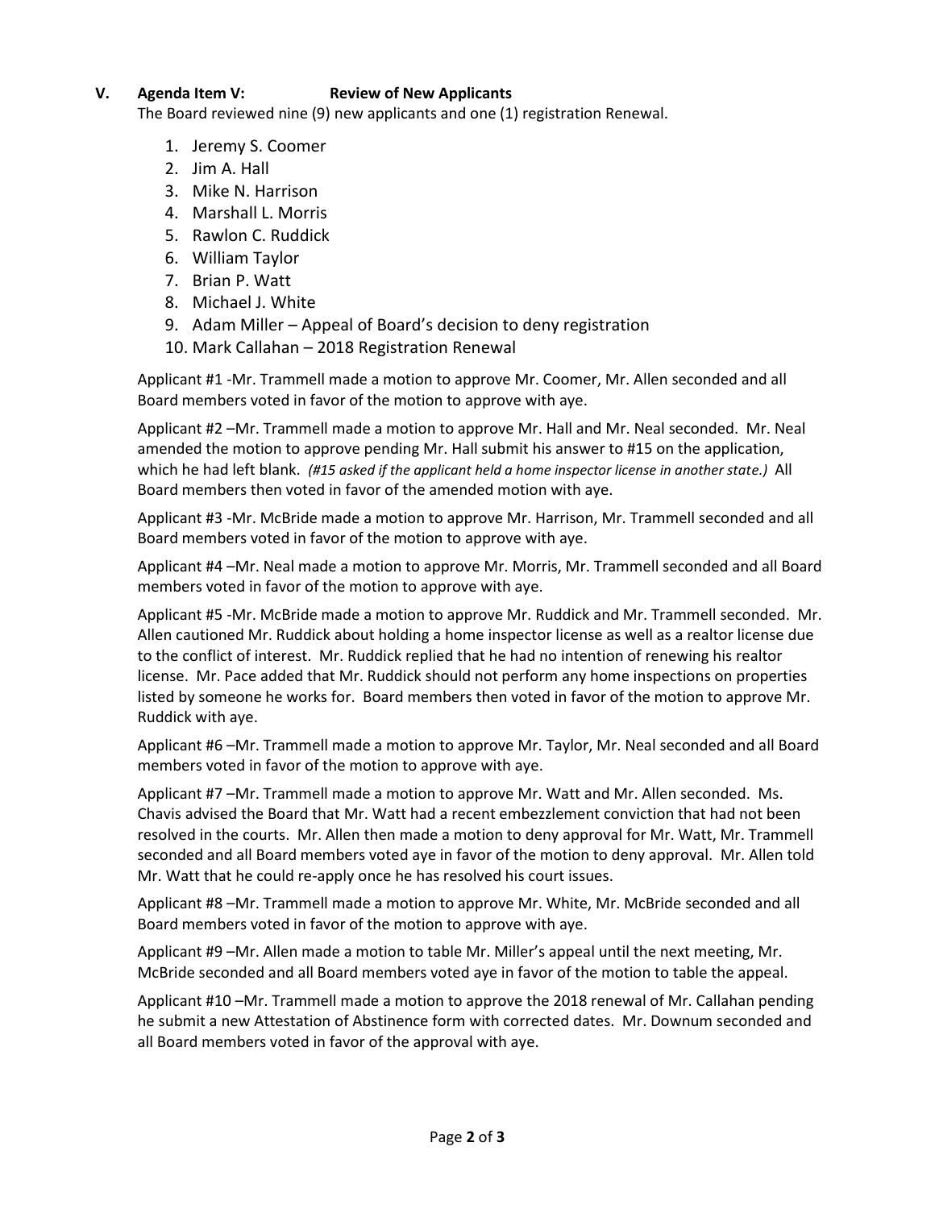## V. Agenda Item V: Review of New Applicants

The Board reviewed nine (9) new applicants and one (1) registration Renewal.

1. Jeremy S. Coomer
2. Jim A. Hall
3. Mike N. Harrison
4. Marshall L. Morris
5. Rawlon C. Ruddick
6. William Taylor
7. Brian P. Watt
8. Michael J. White
9. Adam Miller – Appeal of Board's decision to deny registration
10. Mark Callahan – 2018 Registration Renewal

Applicant #1 -Mr. Trammell made a motion to approve Mr. Coomer, Mr. Allen seconded and all Board members voted in favor of the motion to approve with aye.

Applicant #2 –Mr. Trammell made a motion to approve Mr. Hall and Mr. Neal seconded. Mr. Neal amended the motion to approve pending Mr. Hall submit his answer to #15 on the application, which he had left blank. *(#15 asked if the applicant held a home inspector license in another state.)* All Board members then voted in favor of the amended motion with aye.

Applicant #3 -Mr. McBride made a motion to approve Mr. Harrison, Mr. Trammell seconded and all Board members voted in favor of the motion to approve with aye.

Applicant #4 –Mr. Neal made a motion to approve Mr. Morris, Mr. Trammell seconded and all Board members voted in favor of the motion to approve with aye.

Applicant #5 -Mr. McBride made a motion to approve Mr. Ruddick and Mr. Trammell seconded. Mr. Allen cautioned Mr. Ruddick about holding a home inspector license as well as a realtor license due to the conflict of interest. Mr. Ruddick replied that he had no intention of renewing his realtor license. Mr. Pace added that Mr. Ruddick should not perform any home inspections on properties listed by someone he works for. Board members then voted in favor of the motion to approve Mr. Ruddick with aye.

Applicant #6 –Mr. Trammell made a motion to approve Mr. Taylor, Mr. Neal seconded and all Board members voted in favor of the motion to approve with aye.

Applicant #7 –Mr. Trammell made a motion to approve Mr. Watt and Mr. Allen seconded. Ms. Chavis advised the Board that Mr. Watt had a recent embezzlement conviction that had not been resolved in the courts. Mr. Allen then made a motion to deny approval for Mr. Watt, Mr. Trammell seconded and all Board members voted aye in favor of the motion to deny approval. Mr. Allen told Mr. Watt that he could re-apply once he has resolved his court issues.

Applicant #8 –Mr. Trammell made a motion to approve Mr. White, Mr. McBride seconded and all Board members voted in favor of the motion to approve with aye.

Applicant #9 –Mr. Allen made a motion to table Mr. Miller's appeal until the next meeting, Mr. McBride seconded and all Board members voted aye in favor of the motion to table the appeal.

Applicant #10 –Mr. Trammell made a motion to approve the 2018 renewal of Mr. Callahan pending he submit a new Attestation of Abstinence form with corrected dates. Mr. Downum seconded and all Board members voted in favor of the approval with aye.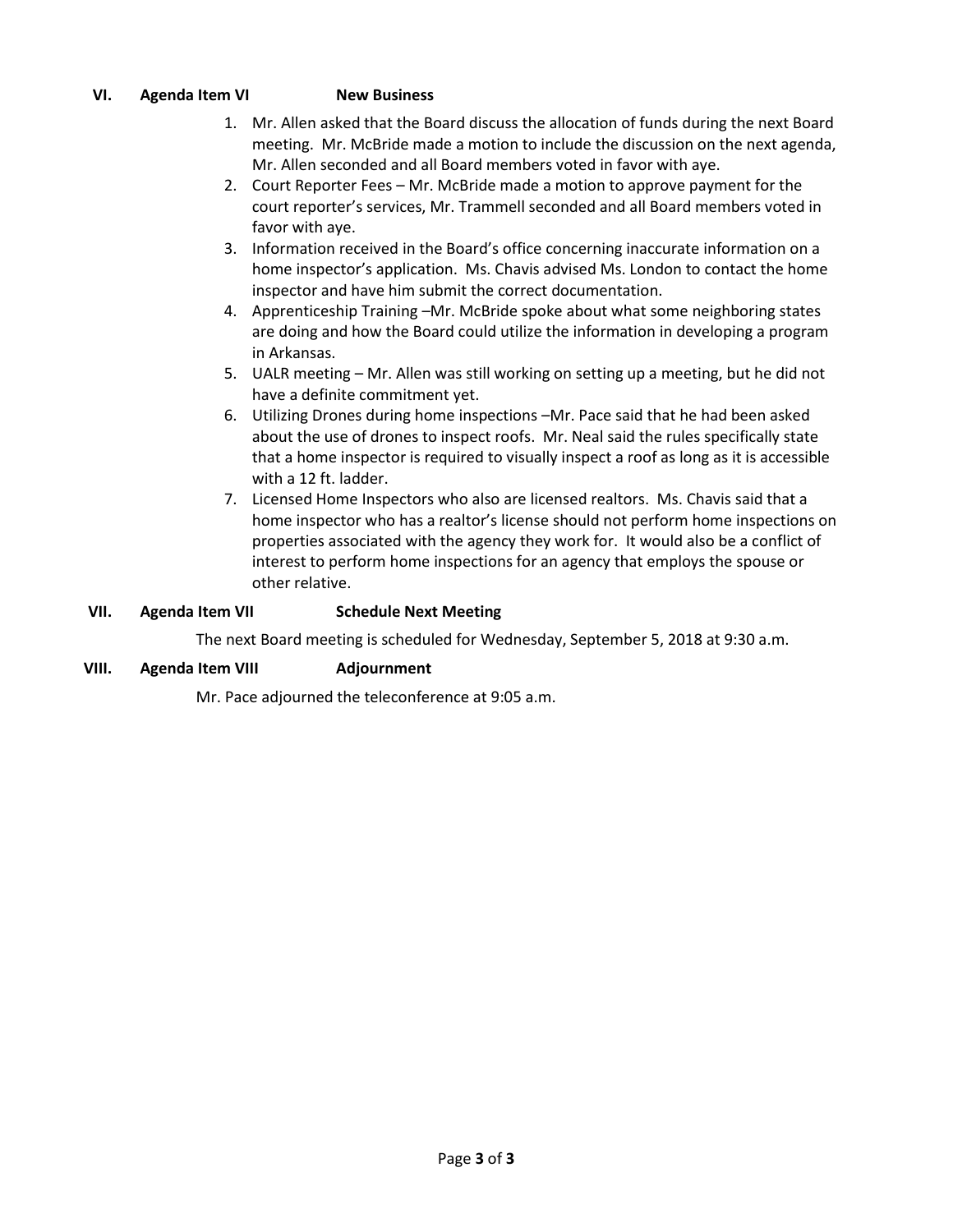## VI. Agenda Item VI New Business

1. Mr. Allen asked that the Board discuss the allocation of funds during the next Board meeting. Mr. McBride made a motion to include the discussion on the next agenda, Mr. Allen seconded and all Board members voted in favor with aye.
2. Court Reporter Fees – Mr. McBride made a motion to approve payment for the court reporter's services, Mr. Trammell seconded and all Board members voted in favor with aye.
3. Information received in the Board's office concerning inaccurate information on a home inspector's application. Ms. Chavis advised Ms. London to contact the home inspector and have him submit the correct documentation.
4. Apprenticeship Training –Mr. McBride spoke about what some neighboring states are doing and how the Board could utilize the information in developing a program in Arkansas.
5. UALR meeting – Mr. Allen was still working on setting up a meeting, but he did not have a definite commitment yet.
6. Utilizing Drones during home inspections –Mr. Pace said that he had been asked about the use of drones to inspect roofs. Mr. Neal said the rules specifically state that a home inspector is required to visually inspect a roof as long as it is accessible with a 12 ft. ladder.
7. Licensed Home Inspectors who also are licensed realtors. Ms. Chavis said that a home inspector who has a realtor's license should not perform home inspections on properties associated with the agency they work for. It would also be a conflict of interest to perform home inspections for an agency that employs the spouse or other relative.

## VII. Agenda Item VII Schedule Next Meeting

The next Board meeting is scheduled for Wednesday, September 5, 2018 at 9:30 a.m.

## VIII. Agenda Item VIII Adjournment

Mr. Pace adjourned the teleconference at 9:05 a.m.